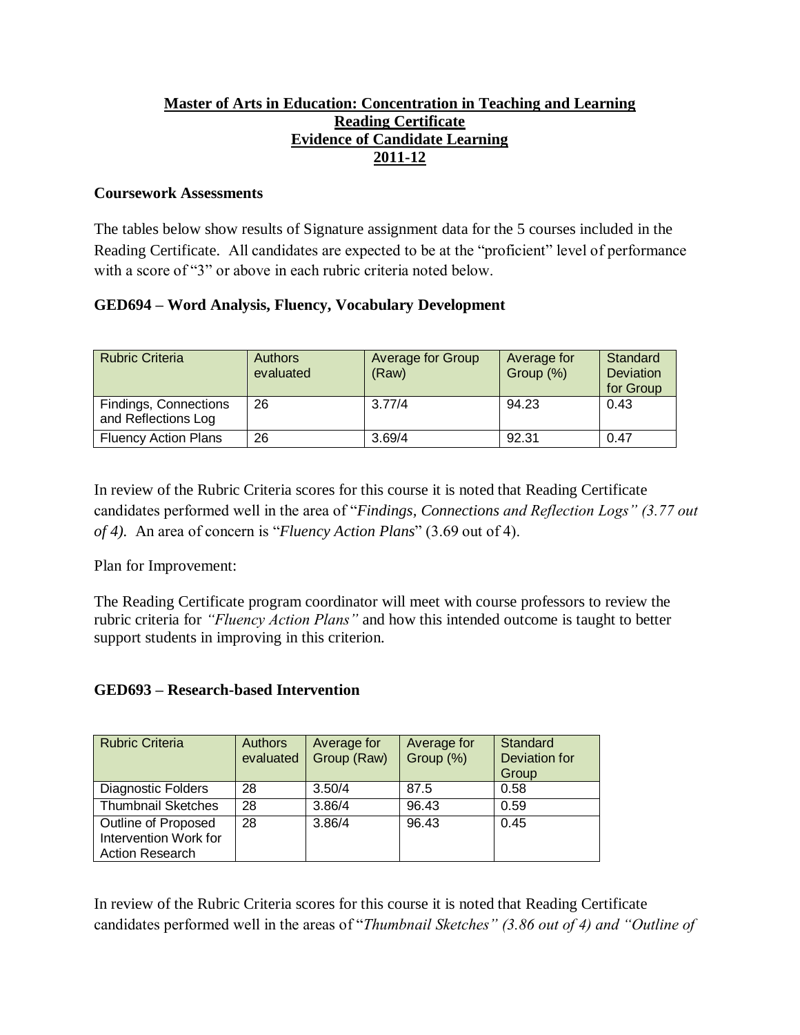**Master of Arts in Education: Concentration in Teaching and Learning**
**Reading Certificate**
**Evidence of Candidate Learning**
**2011-12**

**Coursework Assessments**

The tables below show results of Signature assignment data for the 5 courses included in the Reading Certificate. All candidates are expected to be at the "proficient" level of performance with a score of "3" or above in each rubric criteria noted below.

**GED694 – Word Analysis, Fluency, Vocabulary Development**

| Rubric Criteria | Authors evaluated | Average for Group (Raw) | Average for Group (%) | Standard Deviation for Group |
|---|---|---|---|---|
| Findings, Connections and Reflections Log | 26 | 3.77/4 | 94.23 | 0.43 |
| Fluency Action Plans | 26 | 3.69/4 | 92.31 | 0.47 |

In review of the Rubric Criteria scores for this course it is noted that Reading Certificate candidates performed well in the area of "*Findings, Connections and Reflection Logs" (3.77 out of 4).* An area of concern is "*Fluency Action Plans*" (3.69 out of 4).

Plan for Improvement:

The Reading Certificate program coordinator will meet with course professors to review the rubric criteria for *"Fluency Action Plans"* and how this intended outcome is taught to better support students in improving in this criterion.

**GED693 – Research-based Intervention**

| Rubric Criteria | Authors evaluated | Average for Group (Raw) | Average for Group (%) | Standard Deviation for Group |
|---|---|---|---|---|
| Diagnostic Folders | 28 | 3.50/4 | 87.5 | 0.58 |
| Thumbnail Sketches | 28 | 3.86/4 | 96.43 | 0.59 |
| Outline of Proposed Intervention Work for Action Research | 28 | 3.86/4 | 96.43 | 0.45 |

In review of the Rubric Criteria scores for this course it is noted that Reading Certificate candidates performed well in the areas of "*Thumbnail Sketches" (3.86 out of 4) and "Outline of*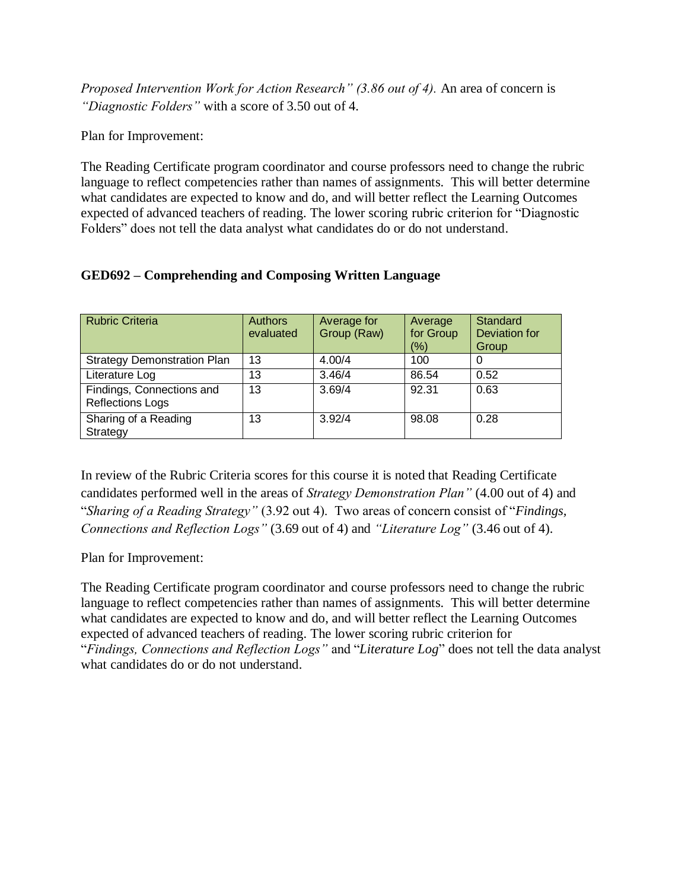*Proposed Intervention Work for Action Research" (3.86 out of 4).* An area of concern is *"Diagnostic Folders"* with a score of 3.50 out of 4.

Plan for Improvement:

The Reading Certificate program coordinator and course professors need to change the rubric language to reflect competencies rather than names of assignments. This will better determine what candidates are expected to know and do, and will better reflect the Learning Outcomes expected of advanced teachers of reading. The lower scoring rubric criterion for "Diagnostic Folders" does not tell the data analyst what candidates do or do not understand.

**GED692 – Comprehending and Composing Written Language**

| Rubric Criteria | Authors evaluated | Average for Group (Raw) | Average for Group (%) | Standard Deviation for Group |
|---|---|---|---|---|
| Strategy Demonstration Plan | 13 | 4.00/4 | 100 | 0 |
| Literature Log | 13 | 3.46/4 | 86.54 | 0.52 |
| Findings, Connections and Reflections Logs | 13 | 3.69/4 | 92.31 | 0.63 |
| Sharing of a Reading Strategy | 13 | 3.92/4 | 98.08 | 0.28 |

In review of the Rubric Criteria scores for this course it is noted that Reading Certificate candidates performed well in the areas of *Strategy Demonstration Plan"* (4.00 out of 4) and "*Sharing of a Reading Strategy"* (3.92 out 4). Two areas of concern consist of "*Findings, Connections and Reflection Logs"* (3.69 out of 4) and *"Literature Log"* (3.46 out of 4).

Plan for Improvement:

The Reading Certificate program coordinator and course professors need to change the rubric language to reflect competencies rather than names of assignments. This will better determine what candidates are expected to know and do, and will better reflect the Learning Outcomes expected of advanced teachers of reading. The lower scoring rubric criterion for "*Findings, Connections and Reflection Logs"* and "*Literature Log*" does not tell the data analyst what candidates do or do not understand.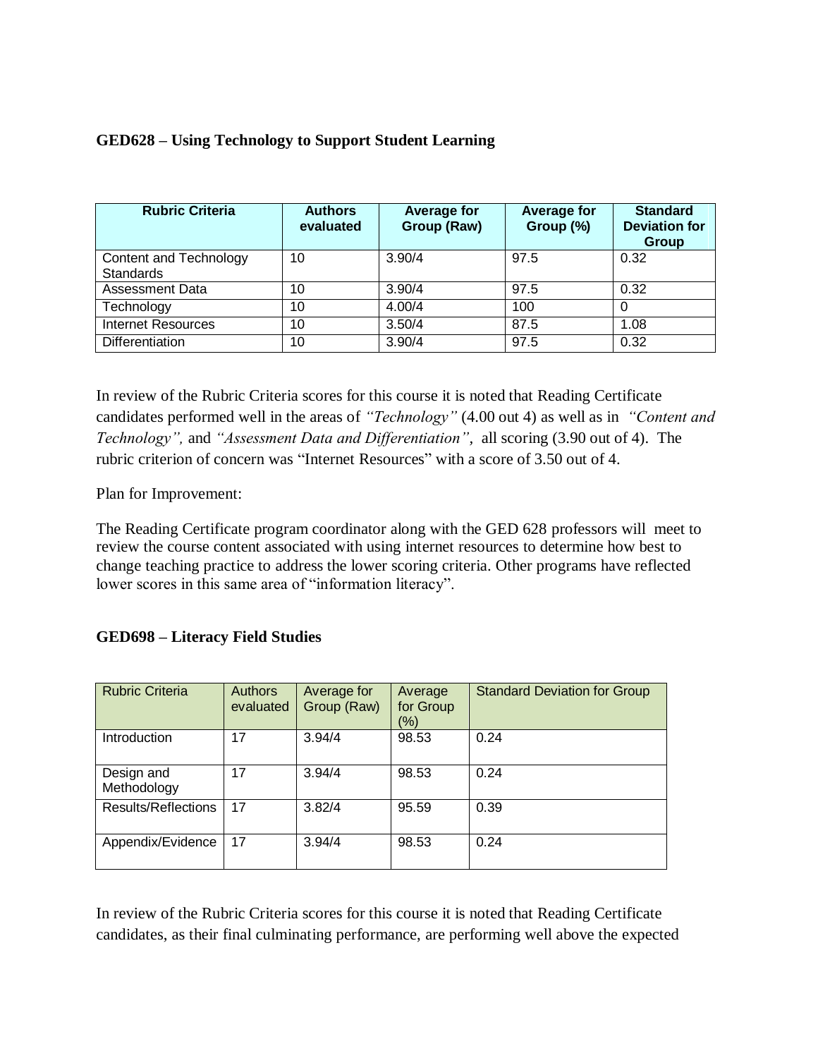**GED628 – Using Technology to Support Student Learning**

| Rubric Criteria | Authors evaluated | Average for Group (Raw) | Average for Group (%) | Standard Deviation for Group |
|---|---|---|---|---|
| Content and Technology Standards | 10 | 3.90/4 | 97.5 | 0.32 |
| Assessment Data | 10 | 3.90/4 | 97.5 | 0.32 |
| Technology | 10 | 4.00/4 | 100 | 0 |
| Internet Resources | 10 | 3.50/4 | 87.5 | 1.08 |
| Differentiation | 10 | 3.90/4 | 97.5 | 0.32 |

In review of the Rubric Criteria scores for this course it is noted that Reading Certificate candidates performed well in the areas of *"Technology"* (4.00 out 4) as well as in *"Content and Technology",* and *"Assessment Data and Differentiation"*, all scoring (3.90 out of 4). The rubric criterion of concern was "Internet Resources" with a score of 3.50 out of 4.

Plan for Improvement:

The Reading Certificate program coordinator along with the GED 628 professors will meet to review the course content associated with using internet resources to determine how best to change teaching practice to address the lower scoring criteria. Other programs have reflected lower scores in this same area of "information literacy".

**GED698 – Literacy Field Studies**

| Rubric Criteria | Authors evaluated | Average for Group (Raw) | Average for Group (%) | Standard Deviation for Group |
|---|---|---|---|---|
| Introduction | 17 | 3.94/4 | 98.53 | 0.24 |
| Design and Methodology | 17 | 3.94/4 | 98.53 | 0.24 |
| Results/Reflections | 17 | 3.82/4 | 95.59 | 0.39 |
| Appendix/Evidence | 17 | 3.94/4 | 98.53 | 0.24 |

In review of the Rubric Criteria scores for this course it is noted that Reading Certificate candidates, as their final culminating performance, are performing well above the expected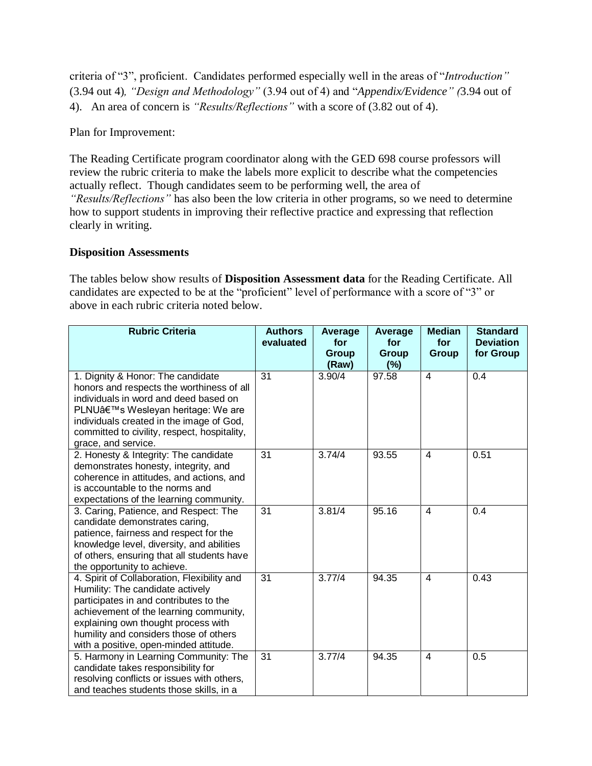criteria of "3", proficient. Candidates performed especially well in the areas of "*Introduction"* (3.94 out 4)*, "Design and Methodology"* (3.94 out of 4) and "*Appendix/Evidence" (*3.94 out of 4). An area of concern is *"Results/Reflections"* with a score of (3.82 out of 4).

Plan for Improvement:

The Reading Certificate program coordinator along with the GED 698 course professors will review the rubric criteria to make the labels more explicit to describe what the competencies actually reflect. Though candidates seem to be performing well, the area of *"Results/Reflections"* has also been the low criteria in other programs, so we need to determine how to support students in improving their reflective practice and expressing that reflection clearly in writing.

**Disposition Assessments**

The tables below show results of **Disposition Assessment data** for the Reading Certificate. All candidates are expected to be at the "proficient" level of performance with a score of "3" or above in each rubric criteria noted below.

| Rubric Criteria | Authors evaluated | Average for Group (Raw) | Average for Group (%) | Median for Group | Standard Deviation for Group |
|---|---|---|---|---|---|
| 1. Dignity & Honor: The candidate honors and respects the worthiness of all individuals in word and deed based on PLNUâ€™s Wesleyan heritage: We are individuals created in the image of God, committed to civility, respect, hospitality, grace, and service. | 31 | 3.90/4 | 97.58 | 4 | 0.4 |
| 2. Honesty & Integrity: The candidate demonstrates honesty, integrity, and coherence in attitudes, and actions, and is accountable to the norms and expectations of the learning community. | 31 | 3.74/4 | 93.55 | 4 | 0.51 |
| 3. Caring, Patience, and Respect: The candidate demonstrates caring, patience, fairness and respect for the knowledge level, diversity, and abilities of others, ensuring that all students have the opportunity to achieve. | 31 | 3.81/4 | 95.16 | 4 | 0.4 |
| 4. Spirit of Collaboration, Flexibility and Humility: The candidate actively participates in and contributes to the achievement of the learning community, explaining own thought process with humility and considers those of others with a positive, open-minded attitude. | 31 | 3.77/4 | 94.35 | 4 | 0.43 |
| 5. Harmony in Learning Community: The candidate takes responsibility for resolving conflicts or issues with others, and teaches students those skills, in a | 31 | 3.77/4 | 94.35 | 4 | 0.5 |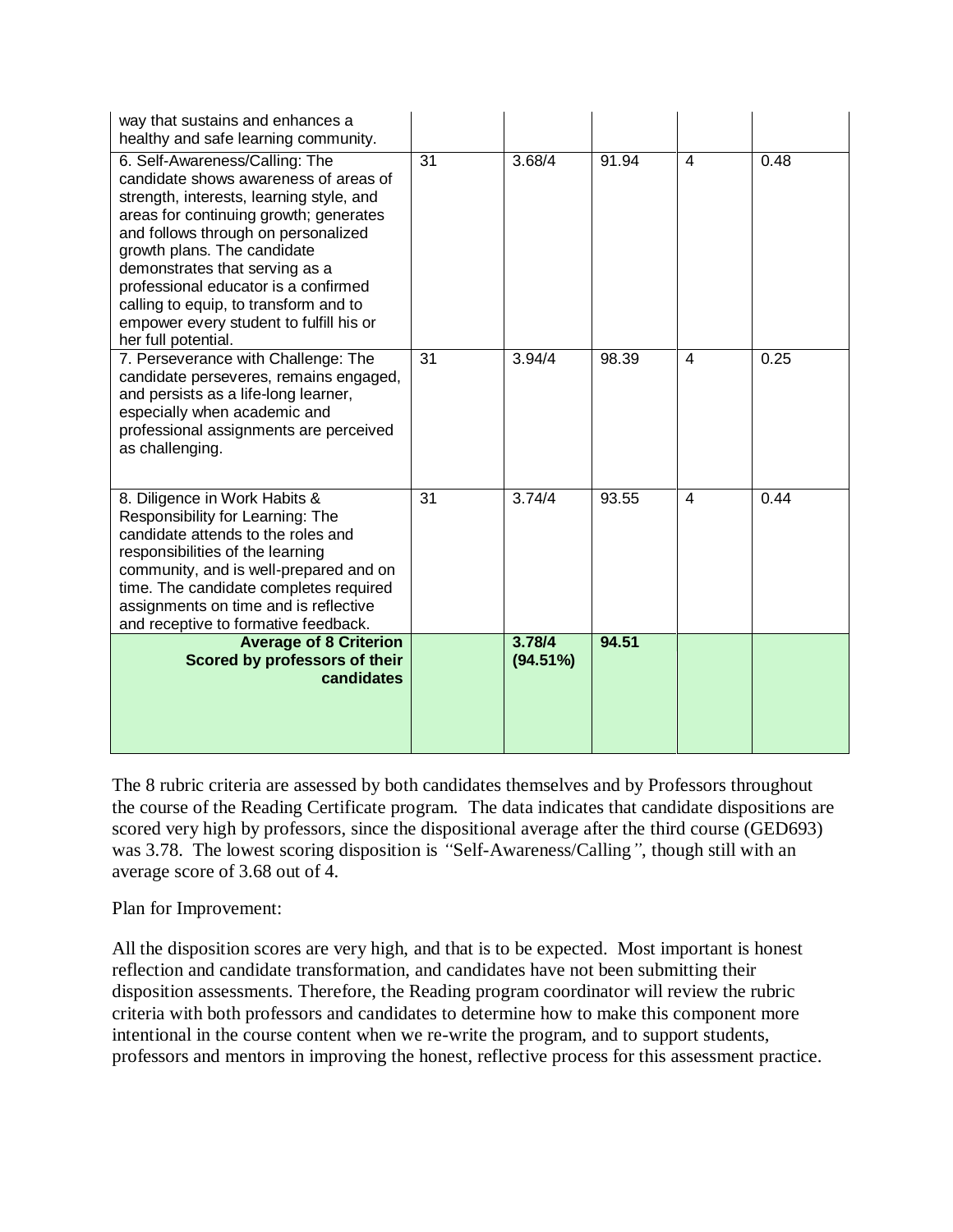| | | | | | |
|---|---|---|---|---|---|
| way that sustains and enhances a healthy and safe learning community. | | | | | |
| 6. Self-Awareness/Calling: The candidate shows awareness of areas of strength, interests, learning style, and areas for continuing growth; generates and follows through on personalized growth plans. The candidate demonstrates that serving as a professional educator is a confirmed calling to equip, to transform and to empower every student to fulfill his or her full potential. | 31 | 3.68/4 | 91.94 | 4 | 0.48 |
| 7. Perseverance with Challenge: The candidate perseveres, remains engaged, and persists as a life-long learner, especially when academic and professional assignments are perceived as challenging. | 31 | 3.94/4 | 98.39 | 4 | 0.25 |
| 8. Diligence in Work Habits & Responsibility for Learning: The candidate attends to the roles and responsibilities of the learning community, and is well-prepared and on time. The candidate completes required assignments on time and is reflective and receptive to formative feedback. | 31 | 3.74/4 | 93.55 | 4 | 0.44 |
| **Average of 8 Criterion Scored by professors of their candidates** | | **3.78/4 (94.51%)** | **94.51** | | |

The 8 rubric criteria are assessed by both candidates themselves and by Professors throughout the course of the Reading Certificate program. The data indicates that candidate dispositions are scored very high by professors, since the dispositional average after the third course (GED693) was 3.78. The lowest scoring disposition is *"*Self-Awareness/Calling*"*, though still with an average score of 3.68 out of 4.

Plan for Improvement:

All the disposition scores are very high, and that is to be expected. Most important is honest reflection and candidate transformation, and candidates have not been submitting their disposition assessments. Therefore, the Reading program coordinator will review the rubric criteria with both professors and candidates to determine how to make this component more intentional in the course content when we re-write the program, and to support students, professors and mentors in improving the honest, reflective process for this assessment practice.